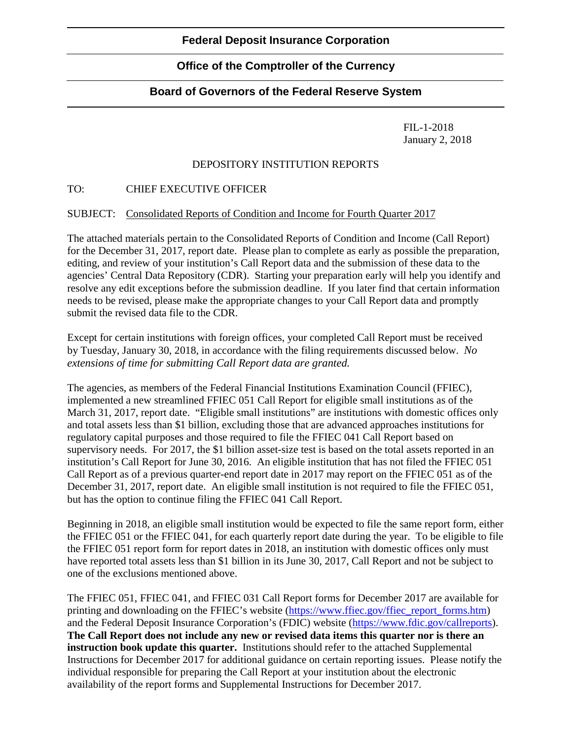**Federal Deposit Insurance Corporation**

**Office of the Comptroller of the Currency**

**Board of Governors of the Federal Reserve System**

FIL-1-2018
January 2, 2018

DEPOSITORY INSTITUTION REPORTS

TO: CHIEF EXECUTIVE OFFICER

SUBJECT: Consolidated Reports of Condition and Income for Fourth Quarter 2017

The attached materials pertain to the Consolidated Reports of Condition and Income (Call Report) for the December 31, 2017, report date. Please plan to complete as early as possible the preparation, editing, and review of your institution's Call Report data and the submission of these data to the agencies' Central Data Repository (CDR). Starting your preparation early will help you identify and resolve any edit exceptions before the submission deadline. If you later find that certain information needs to be revised, please make the appropriate changes to your Call Report data and promptly submit the revised data file to the CDR.

Except for certain institutions with foreign offices, your completed Call Report must be received by Tuesday, January 30, 2018, in accordance with the filing requirements discussed below. *No extensions of time for submitting Call Report data are granted.*

The agencies, as members of the Federal Financial Institutions Examination Council (FFIEC), implemented a new streamlined FFIEC 051 Call Report for eligible small institutions as of the March 31, 2017, report date. "Eligible small institutions" are institutions with domestic offices only and total assets less than $1 billion, excluding those that are advanced approaches institutions for regulatory capital purposes and those required to file the FFIEC 041 Call Report based on supervisory needs. For 2017, the $1 billion asset-size test is based on the total assets reported in an institution's Call Report for June 30, 2016. An eligible institution that has not filed the FFIEC 051 Call Report as of a previous quarter-end report date in 2017 may report on the FFIEC 051 as of the December 31, 2017, report date. An eligible small institution is not required to file the FFIEC 051, but has the option to continue filing the FFIEC 041 Call Report.

Beginning in 2018, an eligible small institution would be expected to file the same report form, either the FFIEC 051 or the FFIEC 041, for each quarterly report date during the year. To be eligible to file the FFIEC 051 report form for report dates in 2018, an institution with domestic offices only must have reported total assets less than $1 billion in its June 30, 2017, Call Report and not be subject to one of the exclusions mentioned above.

The FFIEC 051, FFIEC 041, and FFIEC 031 Call Report forms for December 2017 are available for printing and downloading on the FFIEC's website (https://www.ffiec.gov/ffiec_report_forms.htm) and the Federal Deposit Insurance Corporation's (FDIC) website (https://www.fdic.gov/callreports). **The Call Report does not include any new or revised data items this quarter nor is there an instruction book update this quarter.** Institutions should refer to the attached Supplemental Instructions for December 2017 for additional guidance on certain reporting issues. Please notify the individual responsible for preparing the Call Report at your institution about the electronic availability of the report forms and Supplemental Instructions for December 2017.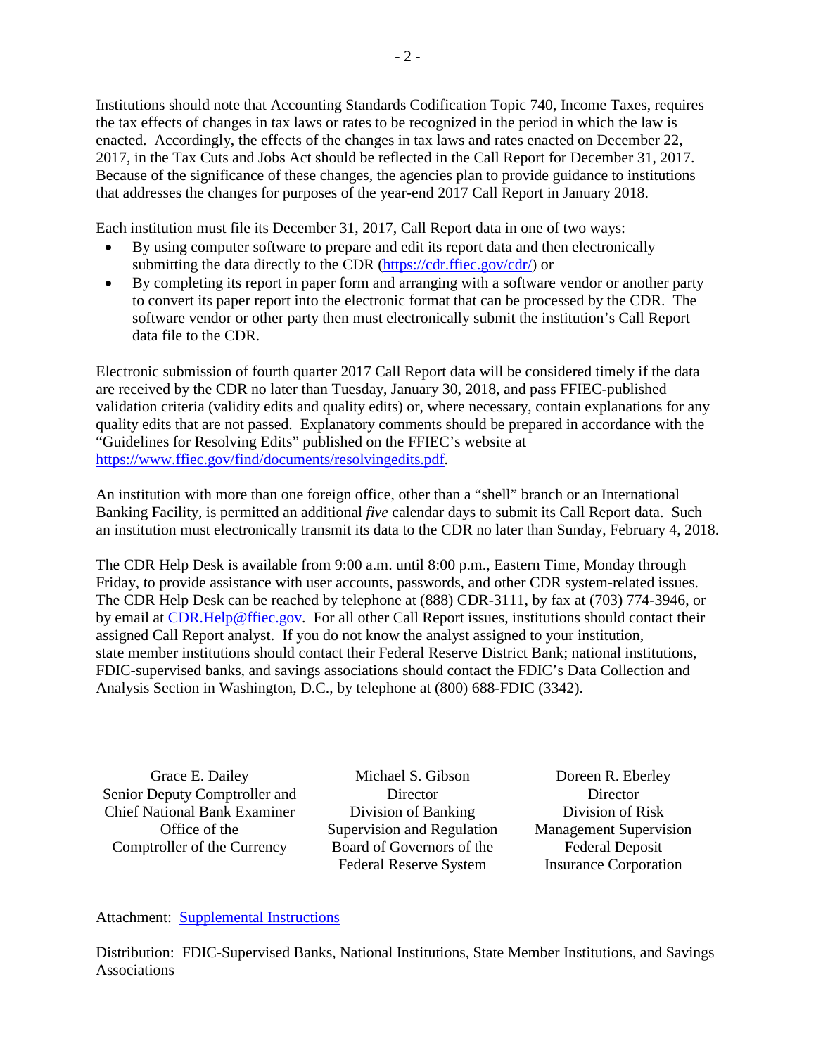Institutions should note that Accounting Standards Codification Topic 740, Income Taxes, requires the tax effects of changes in tax laws or rates to be recognized in the period in which the law is enacted. Accordingly, the effects of the changes in tax laws and rates enacted on December 22, 2017, in the Tax Cuts and Jobs Act should be reflected in the Call Report for December 31, 2017. Because of the significance of these changes, the agencies plan to provide guidance to institutions that addresses the changes for purposes of the year-end 2017 Call Report in January 2018.

Each institution must file its December 31, 2017, Call Report data in one of two ways:

- By using computer software to prepare and edit its report data and then electronically submitting the data directly to the CDR (https://cdr.ffiec.gov/cdr/) or
- By completing its report in paper form and arranging with a software vendor or another party to convert its paper report into the electronic format that can be processed by the CDR. The software vendor or other party then must electronically submit the institution's Call Report data file to the CDR.

Electronic submission of fourth quarter 2017 Call Report data will be considered timely if the data are received by the CDR no later than Tuesday, January 30, 2018, and pass FFIEC-published validation criteria (validity edits and quality edits) or, where necessary, contain explanations for any quality edits that are not passed. Explanatory comments should be prepared in accordance with the "Guidelines for Resolving Edits" published on the FFIEC's website at https://www.ffiec.gov/find/documents/resolvingedits.pdf.

An institution with more than one foreign office, other than a "shell" branch or an International Banking Facility, is permitted an additional *five* calendar days to submit its Call Report data. Such an institution must electronically transmit its data to the CDR no later than Sunday, February 4, 2018.

The CDR Help Desk is available from 9:00 a.m. until 8:00 p.m., Eastern Time, Monday through Friday, to provide assistance with user accounts, passwords, and other CDR system-related issues. The CDR Help Desk can be reached by telephone at (888) CDR-3111, by fax at (703) 774-3946, or by email at CDR.Help@ffiec.gov. For all other Call Report issues, institutions should contact their assigned Call Report analyst. If you do not know the analyst assigned to your institution, state member institutions should contact their Federal Reserve District Bank; national institutions, FDIC-supervised banks, and savings associations should contact the FDIC's Data Collection and Analysis Section in Washington, D.C., by telephone at (800) 688-FDIC (3342).

Grace E. Dailey
Senior Deputy Comptroller and
Chief National Bank Examiner
Office of the
Comptroller of the Currency

Michael S. Gibson
Director
Division of Banking
Supervision and Regulation
Board of Governors of the
Federal Reserve System

Doreen R. Eberley
Director
Division of Risk
Management Supervision
Federal Deposit
Insurance Corporation

Attachment: Supplemental Instructions

Distribution: FDIC-Supervised Banks, National Institutions, State Member Institutions, and Savings Associations